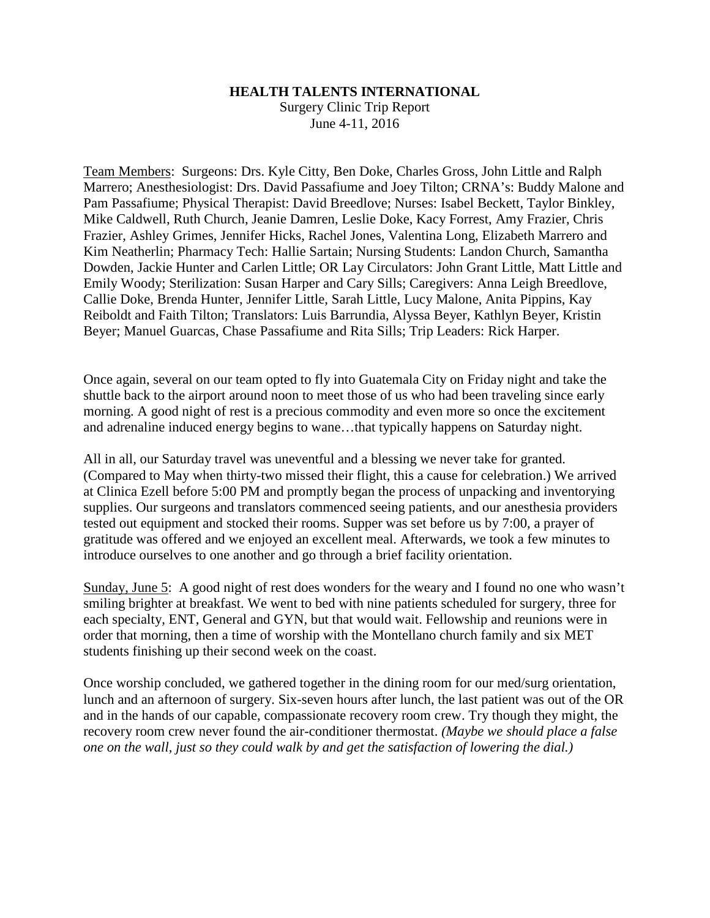**HEALTH TALENTS INTERNATIONAL**

Surgery Clinic Trip Report

June 4-11, 2016

Team Members: Surgeons: Drs. Kyle Citty, Ben Doke, Charles Gross, John Little and Ralph Marrero; Anesthesiologist: Drs. David Passafiume and Joey Tilton; CRNA's: Buddy Malone and Pam Passafiume; Physical Therapist: David Breedlove; Nurses: Isabel Beckett, Taylor Binkley, Mike Caldwell, Ruth Church, Jeanie Damren, Leslie Doke, Kacy Forrest, Amy Frazier, Chris Frazier, Ashley Grimes, Jennifer Hicks, Rachel Jones, Valentina Long, Elizabeth Marrero and Kim Neatherlin; Pharmacy Tech: Hallie Sartain; Nursing Students: Landon Church, Samantha Dowden, Jackie Hunter and Carlen Little; OR Lay Circulators: John Grant Little, Matt Little and Emily Woody; Sterilization: Susan Harper and Cary Sills; Caregivers: Anna Leigh Breedlove, Callie Doke, Brenda Hunter, Jennifer Little, Sarah Little, Lucy Malone, Anita Pippins, Kay Reiboldt and Faith Tilton; Translators: Luis Barrundia, Alyssa Beyer, Kathlyn Beyer, Kristin Beyer; Manuel Guarcas, Chase Passafiume and Rita Sills; Trip Leaders: Rick Harper.

Once again, several on our team opted to fly into Guatemala City on Friday night and take the shuttle back to the airport around noon to meet those of us who had been traveling since early morning. A good night of rest is a precious commodity and even more so once the excitement and adrenaline induced energy begins to wane…that typically happens on Saturday night.

All in all, our Saturday travel was uneventful and a blessing we never take for granted. (Compared to May when thirty-two missed their flight, this a cause for celebration.) We arrived at Clinica Ezell before 5:00 PM and promptly began the process of unpacking and inventorying supplies. Our surgeons and translators commenced seeing patients, and our anesthesia providers tested out equipment and stocked their rooms. Supper was set before us by 7:00, a prayer of gratitude was offered and we enjoyed an excellent meal. Afterwards, we took a few minutes to introduce ourselves to one another and go through a brief facility orientation.

Sunday, June 5: A good night of rest does wonders for the weary and I found no one who wasn't smiling brighter at breakfast. We went to bed with nine patients scheduled for surgery, three for each specialty, ENT, General and GYN, but that would wait. Fellowship and reunions were in order that morning, then a time of worship with the Montellano church family and six MET students finishing up their second week on the coast.

Once worship concluded, we gathered together in the dining room for our med/surg orientation, lunch and an afternoon of surgery. Six-seven hours after lunch, the last patient was out of the OR and in the hands of our capable, compassionate recovery room crew. Try though they might, the recovery room crew never found the air-conditioner thermostat. *(Maybe we should place a false one on the wall, just so they could walk by and get the satisfaction of lowering the dial.)*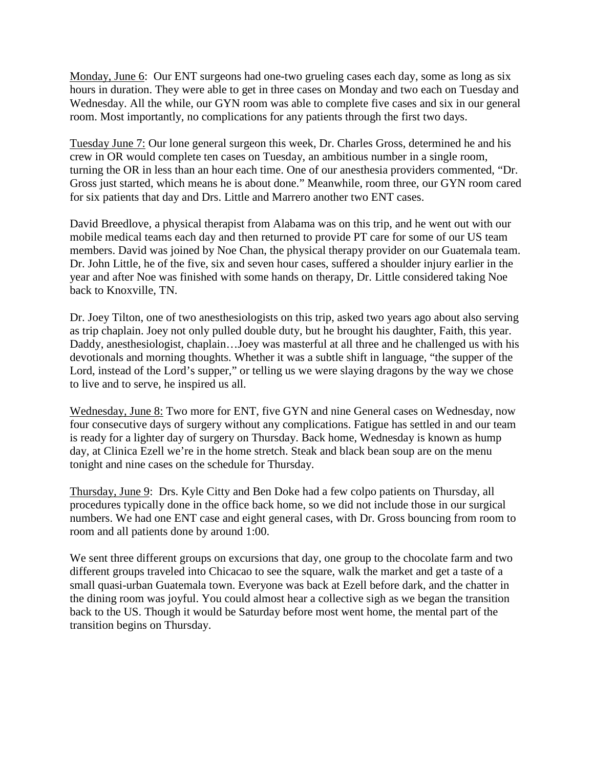<u>Monday, June 6</u>: Our ENT surgeons had one-two grueling cases each day, some as long as six hours in duration. They were able to get in three cases on Monday and two each on Tuesday and Wednesday. All the while, our GYN room was able to complete five cases and six in our general room. Most importantly, no complications for any patients through the first two days.

<u>Tuesday June 7:</u> Our lone general surgeon this week, Dr. Charles Gross, determined he and his crew in OR would complete ten cases on Tuesday, an ambitious number in a single room, turning the OR in less than an hour each time. One of our anesthesia providers commented, "Dr. Gross just started, which means he is about done." Meanwhile, room three, our GYN room cared for six patients that day and Drs. Little and Marrero another two ENT cases.

David Breedlove, a physical therapist from Alabama was on this trip, and he went out with our mobile medical teams each day and then returned to provide PT care for some of our US team members. David was joined by Noe Chan, the physical therapy provider on our Guatemala team. Dr. John Little, he of the five, six and seven hour cases, suffered a shoulder injury earlier in the year and after Noe was finished with some hands on therapy, Dr. Little considered taking Noe back to Knoxville, TN.

Dr. Joey Tilton, one of two anesthesiologists on this trip, asked two years ago about also serving as trip chaplain. Joey not only pulled double duty, but he brought his daughter, Faith, this year. Daddy, anesthesiologist, chaplain…Joey was masterful at all three and he challenged us with his devotionals and morning thoughts. Whether it was a subtle shift in language, "the supper of the Lord, instead of the Lord's supper," or telling us we were slaying dragons by the way we chose to live and to serve, he inspired us all.

<u>Wednesday, June 8:</u> Two more for ENT, five GYN and nine General cases on Wednesday, now four consecutive days of surgery without any complications. Fatigue has settled in and our team is ready for a lighter day of surgery on Thursday. Back home, Wednesday is known as hump day, at Clinica Ezell we're in the home stretch. Steak and black bean soup are on the menu tonight and nine cases on the schedule for Thursday.

<u>Thursday, June 9</u>: Drs. Kyle Citty and Ben Doke had a few colpo patients on Thursday, all procedures typically done in the office back home, so we did not include those in our surgical numbers. We had one ENT case and eight general cases, with Dr. Gross bouncing from room to room and all patients done by around 1:00.

We sent three different groups on excursions that day, one group to the chocolate farm and two different groups traveled into Chicacao to see the square, walk the market and get a taste of a small quasi-urban Guatemala town. Everyone was back at Ezell before dark, and the chatter in the dining room was joyful. You could almost hear a collective sigh as we began the transition back to the US. Though it would be Saturday before most went home, the mental part of the transition begins on Thursday.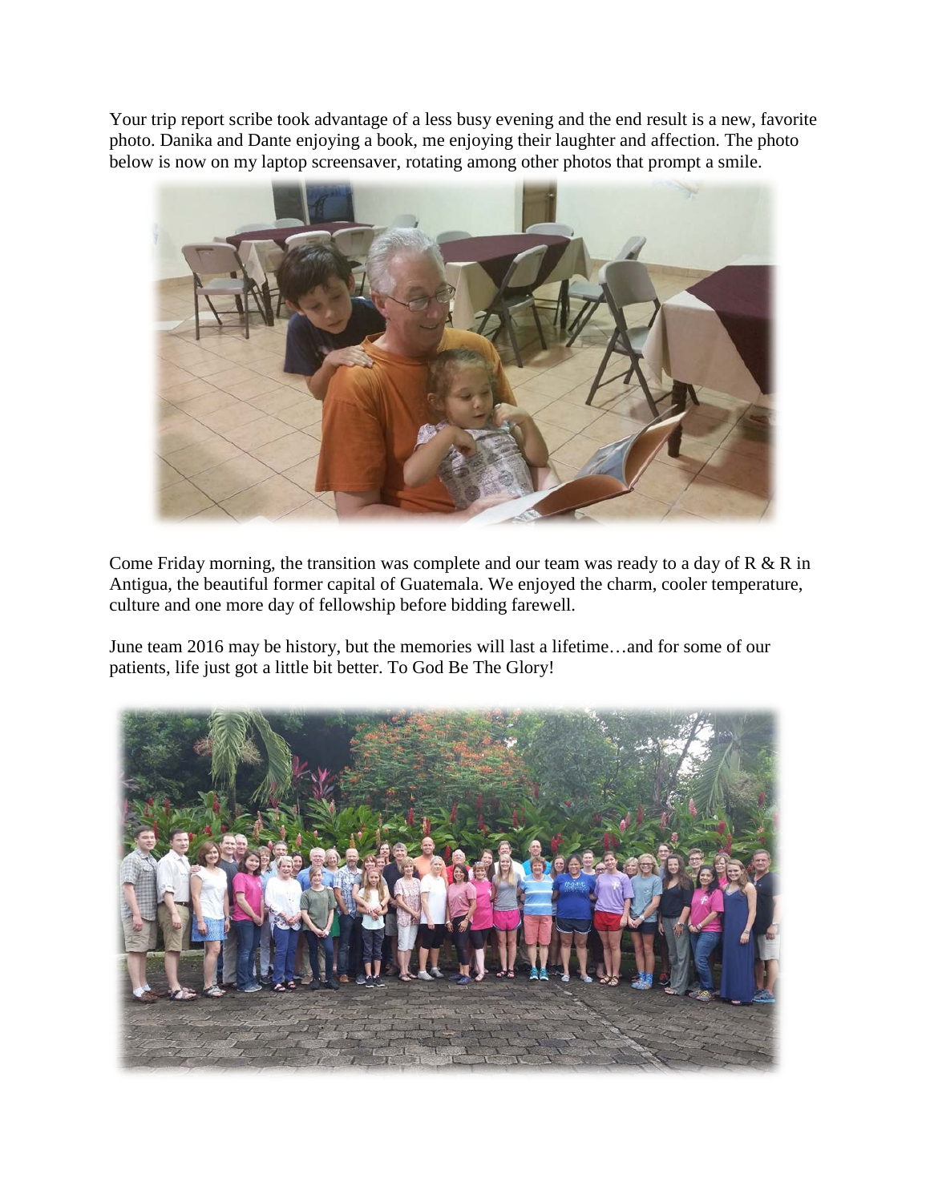Your trip report scribe took advantage of a less busy evening and the end result is a new, favorite photo. Danika and Dante enjoying a book, me enjoying their laughter and affection. The photo below is now on my laptop screensaver, rotating among other photos that prompt a smile.

Come Friday morning, the transition was complete and our team was ready to a day of R & R in Antigua, the beautiful former capital of Guatemala. We enjoyed the charm, cooler temperature, culture and one more day of fellowship before bidding farewell.

June team 2016 may be history, but the memories will last a lifetime…and for some of our patients, life just got a little bit better. To God Be The Glory!